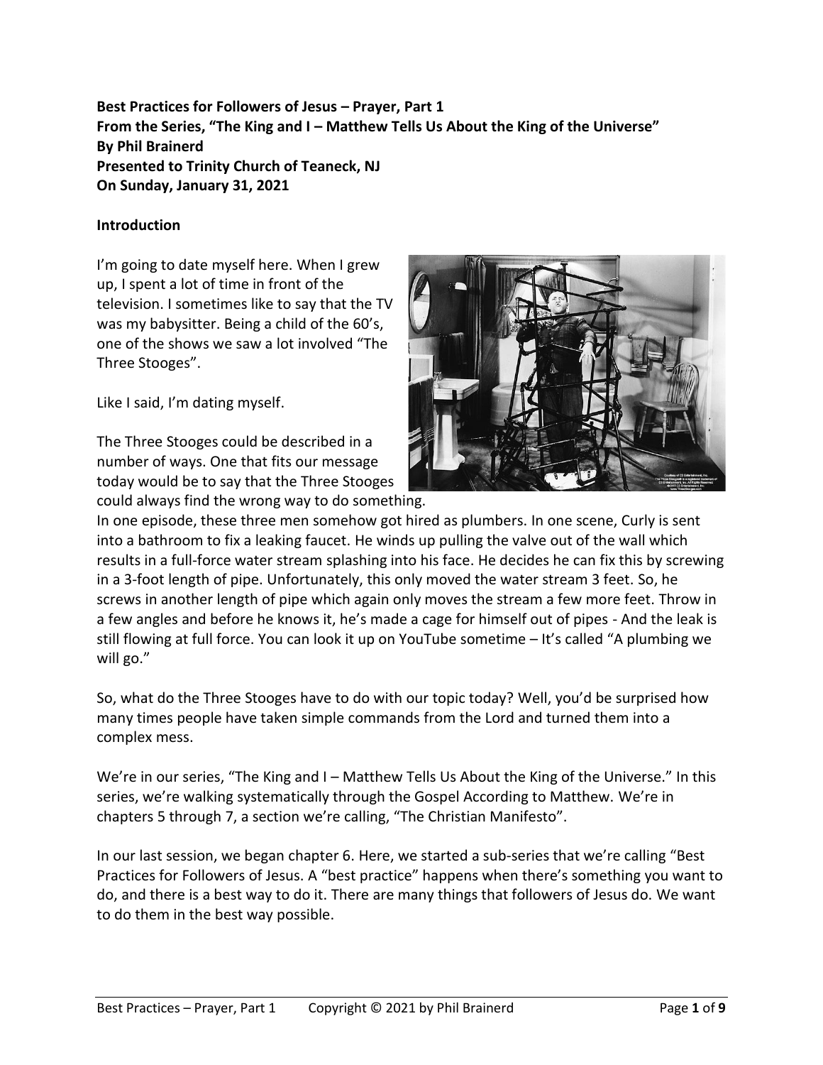**Best Practices for Followers of Jesus – Prayer, Part 1**
**From the Series, "The King and I – Matthew Tells Us About the King of the Universe"**
**By Phil Brainerd**
**Presented to Trinity Church of Teaneck, NJ**
**On Sunday, January 31, 2021**

**Introduction**

I'm going to date myself here. When I grew up, I spent a lot of time in front of the television. I sometimes like to say that the TV was my babysitter. Being a child of the 60's, one of the shows we saw a lot involved "The Three Stooges".

Like I said, I'm dating myself.

The Three Stooges could be described in a number of ways. One that fits our message today would be to say that the Three Stooges could always find the wrong way to do something. In one episode, these three men somehow got hired as plumbers. In one scene, Curly is sent into a bathroom to fix a leaking faucet. He winds up pulling the valve out of the wall which results in a full-force water stream splashing into his face. He decides he can fix this by screwing in a 3-foot length of pipe. Unfortunately, this only moved the water stream 3 feet. So, he screws in another length of pipe which again only moves the stream a few more feet. Throw in a few angles and before he knows it, he's made a cage for himself out of pipes - And the leak is still flowing at full force. You can look it up on YouTube sometime – It's called "A plumbing we will go."

So, what do the Three Stooges have to do with our topic today? Well, you'd be surprised how many times people have taken simple commands from the Lord and turned them into a complex mess.

We're in our series, "The King and I – Matthew Tells Us About the King of the Universe." In this series, we're walking systematically through the Gospel According to Matthew. We're in chapters 5 through 7, a section we're calling, "The Christian Manifesto".

In our last session, we began chapter 6. Here, we started a sub-series that we're calling "Best Practices for Followers of Jesus. A "best practice" happens when there's something you want to do, and there is a best way to do it. There are many things that followers of Jesus do. We want to do them in the best way possible.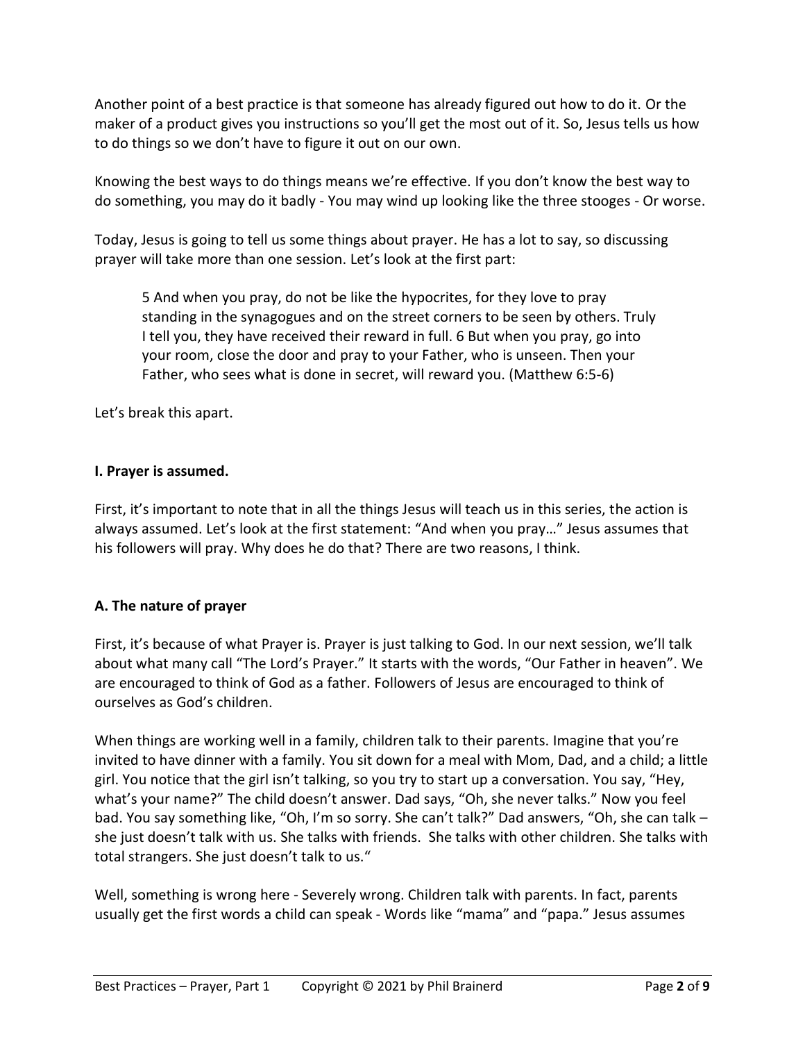Another point of a best practice is that someone has already figured out how to do it. Or the maker of a product gives you instructions so you'll get the most out of it. So, Jesus tells us how to do things so we don't have to figure it out on our own.

Knowing the best ways to do things means we're effective. If you don't know the best way to do something, you may do it badly - You may wind up looking like the three stooges - Or worse.

Today, Jesus is going to tell us some things about prayer. He has a lot to say, so discussing prayer will take more than one session. Let's look at the first part:

> 5 And when you pray, do not be like the hypocrites, for they love to pray standing in the synagogues and on the street corners to be seen by others. Truly I tell you, they have received their reward in full. 6 But when you pray, go into your room, close the door and pray to your Father, who is unseen. Then your Father, who sees what is done in secret, will reward you. (Matthew 6:5-6)

Let's break this apart.

**I. Prayer is assumed.**

First, it's important to note that in all the things Jesus will teach us in this series, the action is always assumed. Let's look at the first statement: "And when you pray…" Jesus assumes that his followers will pray. Why does he do that? There are two reasons, I think.

**A. The nature of prayer**

First, it's because of what Prayer is. Prayer is just talking to God. In our next session, we'll talk about what many call "The Lord's Prayer." It starts with the words, "Our Father in heaven". We are encouraged to think of God as a father. Followers of Jesus are encouraged to think of ourselves as God's children.

When things are working well in a family, children talk to their parents. Imagine that you're invited to have dinner with a family. You sit down for a meal with Mom, Dad, and a child; a little girl. You notice that the girl isn't talking, so you try to start up a conversation. You say, "Hey, what's your name?" The child doesn't answer. Dad says, "Oh, she never talks." Now you feel bad. You say something like, "Oh, I'm so sorry. She can't talk?" Dad answers, "Oh, she can talk – she just doesn't talk with us. She talks with friends. She talks with other children. She talks with total strangers. She just doesn't talk to us."

Well, something is wrong here - Severely wrong. Children talk with parents. In fact, parents usually get the first words a child can speak - Words like "mama" and "papa." Jesus assumes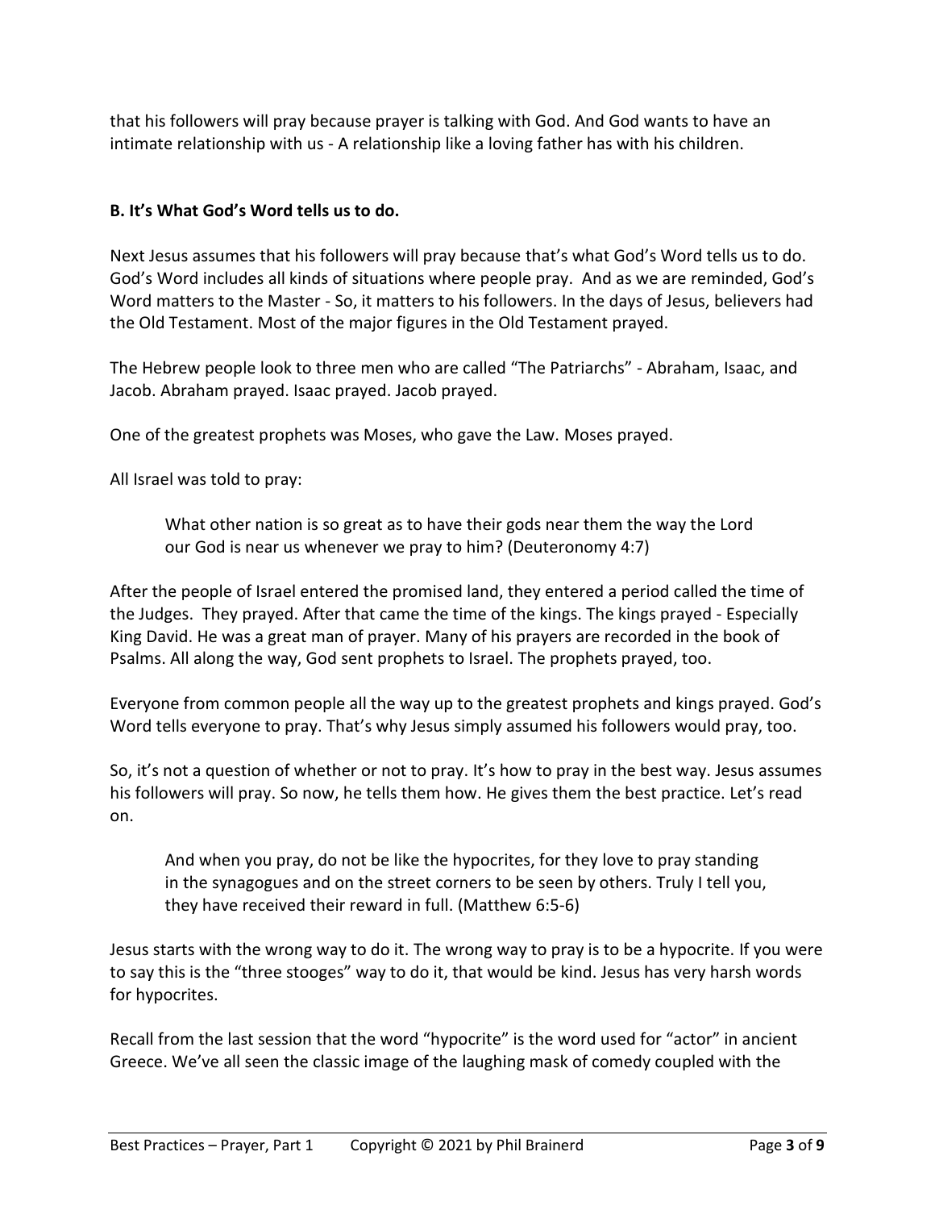that his followers will pray because prayer is talking with God. And God wants to have an intimate relationship with us - A relationship like a loving father has with his children.

**B. It's What God's Word tells us to do.**

Next Jesus assumes that his followers will pray because that's what God's Word tells us to do. God's Word includes all kinds of situations where people pray. And as we are reminded, God's Word matters to the Master - So, it matters to his followers. In the days of Jesus, believers had the Old Testament. Most of the major figures in the Old Testament prayed.

The Hebrew people look to three men who are called "The Patriarchs" - Abraham, Isaac, and Jacob. Abraham prayed. Isaac prayed. Jacob prayed.

One of the greatest prophets was Moses, who gave the Law. Moses prayed.

All Israel was told to pray:

> What other nation is so great as to have their gods near them the way the Lord our God is near us whenever we pray to him? (Deuteronomy 4:7)

After the people of Israel entered the promised land, they entered a period called the time of the Judges. They prayed. After that came the time of the kings. The kings prayed - Especially King David. He was a great man of prayer. Many of his prayers are recorded in the book of Psalms. All along the way, God sent prophets to Israel. The prophets prayed, too.

Everyone from common people all the way up to the greatest prophets and kings prayed. God's Word tells everyone to pray. That's why Jesus simply assumed his followers would pray, too.

So, it's not a question of whether or not to pray. It's how to pray in the best way. Jesus assumes his followers will pray. So now, he tells them how. He gives them the best practice. Let's read on.

> And when you pray, do not be like the hypocrites, for they love to pray standing in the synagogues and on the street corners to be seen by others. Truly I tell you, they have received their reward in full. (Matthew 6:5-6)

Jesus starts with the wrong way to do it. The wrong way to pray is to be a hypocrite. If you were to say this is the "three stooges" way to do it, that would be kind. Jesus has very harsh words for hypocrites.

Recall from the last session that the word "hypocrite" is the word used for "actor" in ancient Greece. We've all seen the classic image of the laughing mask of comedy coupled with the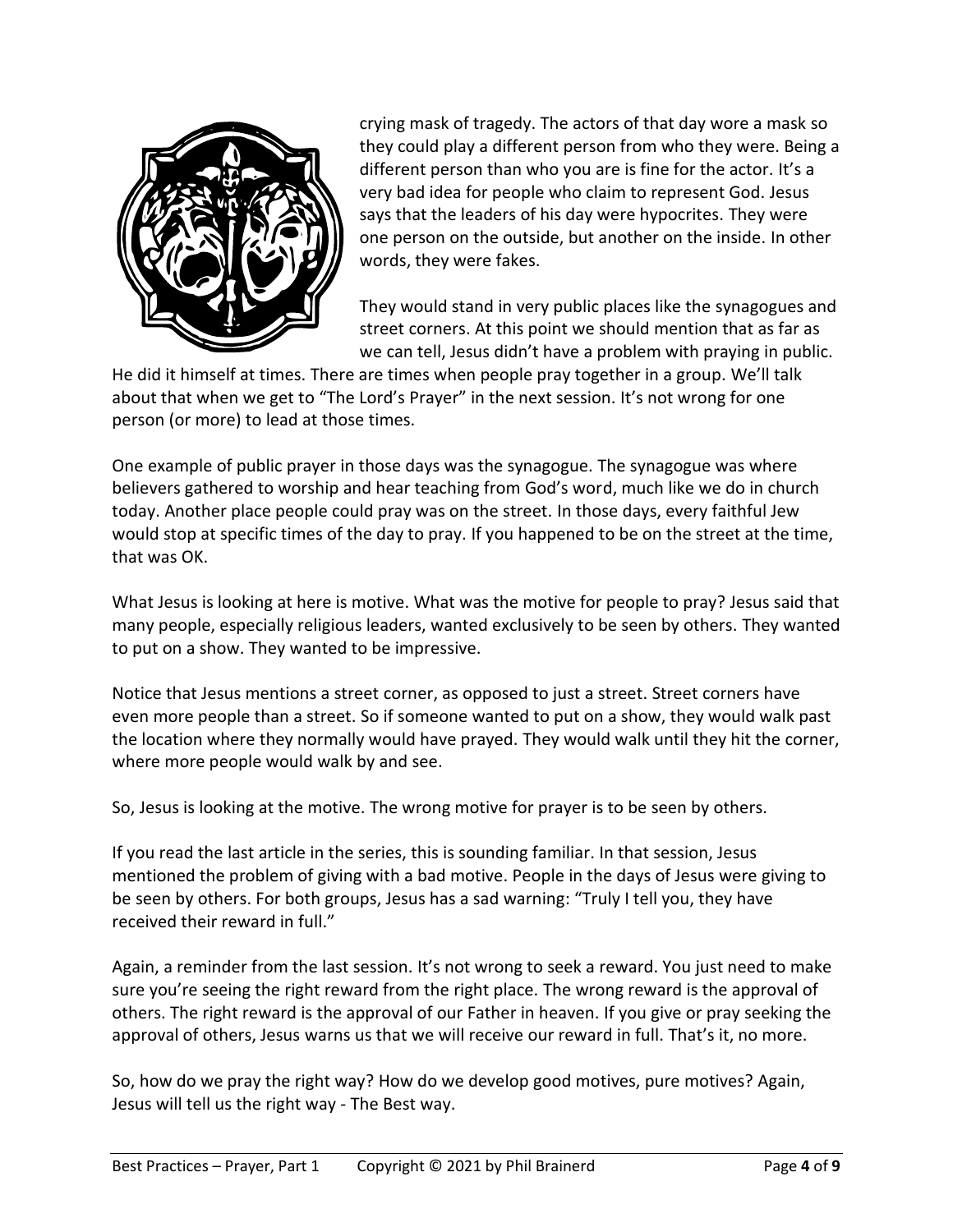crying mask of tragedy. The actors of that day wore a mask so they could play a different person from who they were. Being a different person than who you are is fine for the actor. It's a very bad idea for people who claim to represent God. Jesus says that the leaders of his day were hypocrites. They were one person on the outside, but another on the inside. In other words, they were fakes.

They would stand in very public places like the synagogues and street corners. At this point we should mention that as far as we can tell, Jesus didn't have a problem with praying in public. He did it himself at times. There are times when people pray together in a group. We'll talk about that when we get to "The Lord's Prayer" in the next session. It's not wrong for one person (or more) to lead at those times.

One example of public prayer in those days was the synagogue. The synagogue was where believers gathered to worship and hear teaching from God's word, much like we do in church today. Another place people could pray was on the street. In those days, every faithful Jew would stop at specific times of the day to pray. If you happened to be on the street at the time, that was OK.

What Jesus is looking at here is motive. What was the motive for people to pray? Jesus said that many people, especially religious leaders, wanted exclusively to be seen by others. They wanted to put on a show. They wanted to be impressive.

Notice that Jesus mentions a street corner, as opposed to just a street. Street corners have even more people than a street. So if someone wanted to put on a show, they would walk past the location where they normally would have prayed. They would walk until they hit the corner, where more people would walk by and see.

So, Jesus is looking at the motive. The wrong motive for prayer is to be seen by others.

If you read the last article in the series, this is sounding familiar. In that session, Jesus mentioned the problem of giving with a bad motive. People in the days of Jesus were giving to be seen by others. For both groups, Jesus has a sad warning: "Truly I tell you, they have received their reward in full."

Again, a reminder from the last session. It's not wrong to seek a reward. You just need to make sure you're seeing the right reward from the right place. The wrong reward is the approval of others. The right reward is the approval of our Father in heaven. If you give or pray seeking the approval of others, Jesus warns us that we will receive our reward in full. That's it, no more.

So, how do we pray the right way? How do we develop good motives, pure motives? Again, Jesus will tell us the right way - The Best way.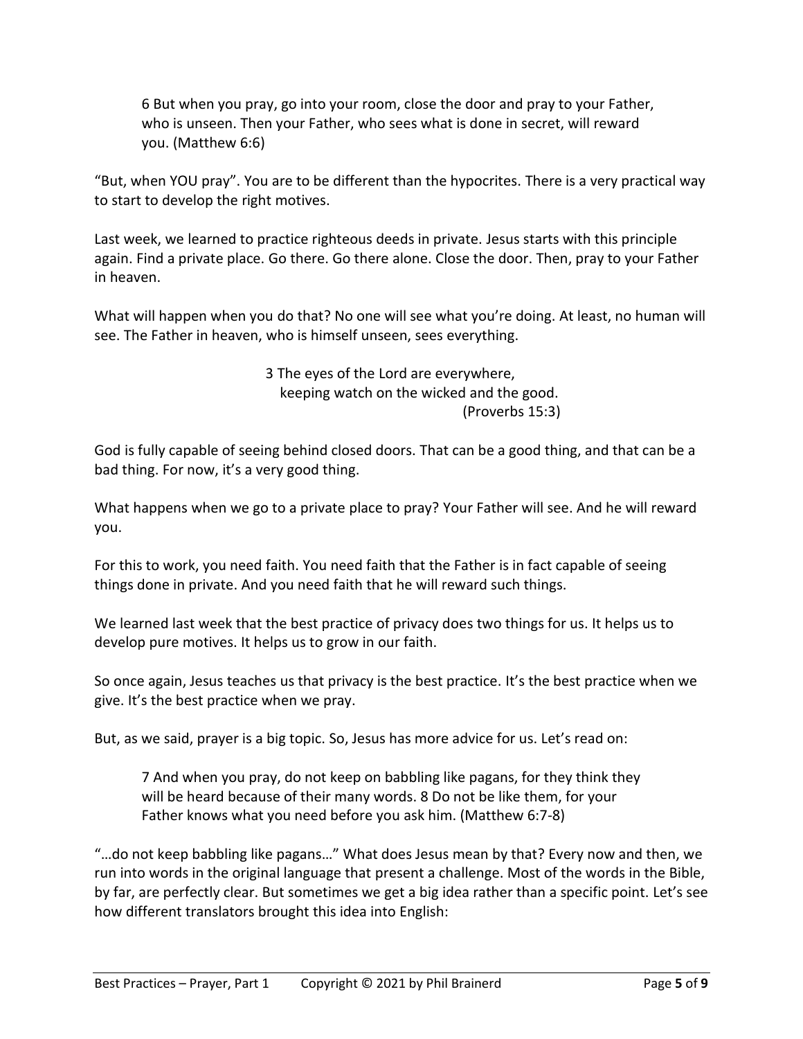> 6 But when you pray, go into your room, close the door and pray to your Father, who is unseen. Then your Father, who sees what is done in secret, will reward you. (Matthew 6:6)

"But, when YOU pray". You are to be different than the hypocrites. There is a very practical way to start to develop the right motives.

Last week, we learned to practice righteous deeds in private. Jesus starts with this principle again. Find a private place. Go there. Go there alone. Close the door. Then, pray to your Father in heaven.

What will happen when you do that? No one will see what you're doing. At least, no human will see. The Father in heaven, who is himself unseen, sees everything.

> 3 The eyes of the Lord are everywhere,
> keeping watch on the wicked and the good.
> (Proverbs 15:3)

God is fully capable of seeing behind closed doors. That can be a good thing, and that can be a bad thing. For now, it's a very good thing.

What happens when we go to a private place to pray? Your Father will see. And he will reward you.

For this to work, you need faith. You need faith that the Father is in fact capable of seeing things done in private. And you need faith that he will reward such things.

We learned last week that the best practice of privacy does two things for us. It helps us to develop pure motives. It helps us to grow in our faith.

So once again, Jesus teaches us that privacy is the best practice. It's the best practice when we give. It's the best practice when we pray.

But, as we said, prayer is a big topic. So, Jesus has more advice for us. Let's read on:

> 7 And when you pray, do not keep on babbling like pagans, for they think they will be heard because of their many words. 8 Do not be like them, for your Father knows what you need before you ask him. (Matthew 6:7-8)

"…do not keep babbling like pagans…" What does Jesus mean by that? Every now and then, we run into words in the original language that present a challenge. Most of the words in the Bible, by far, are perfectly clear. But sometimes we get a big idea rather than a specific point. Let's see how different translators brought this idea into English: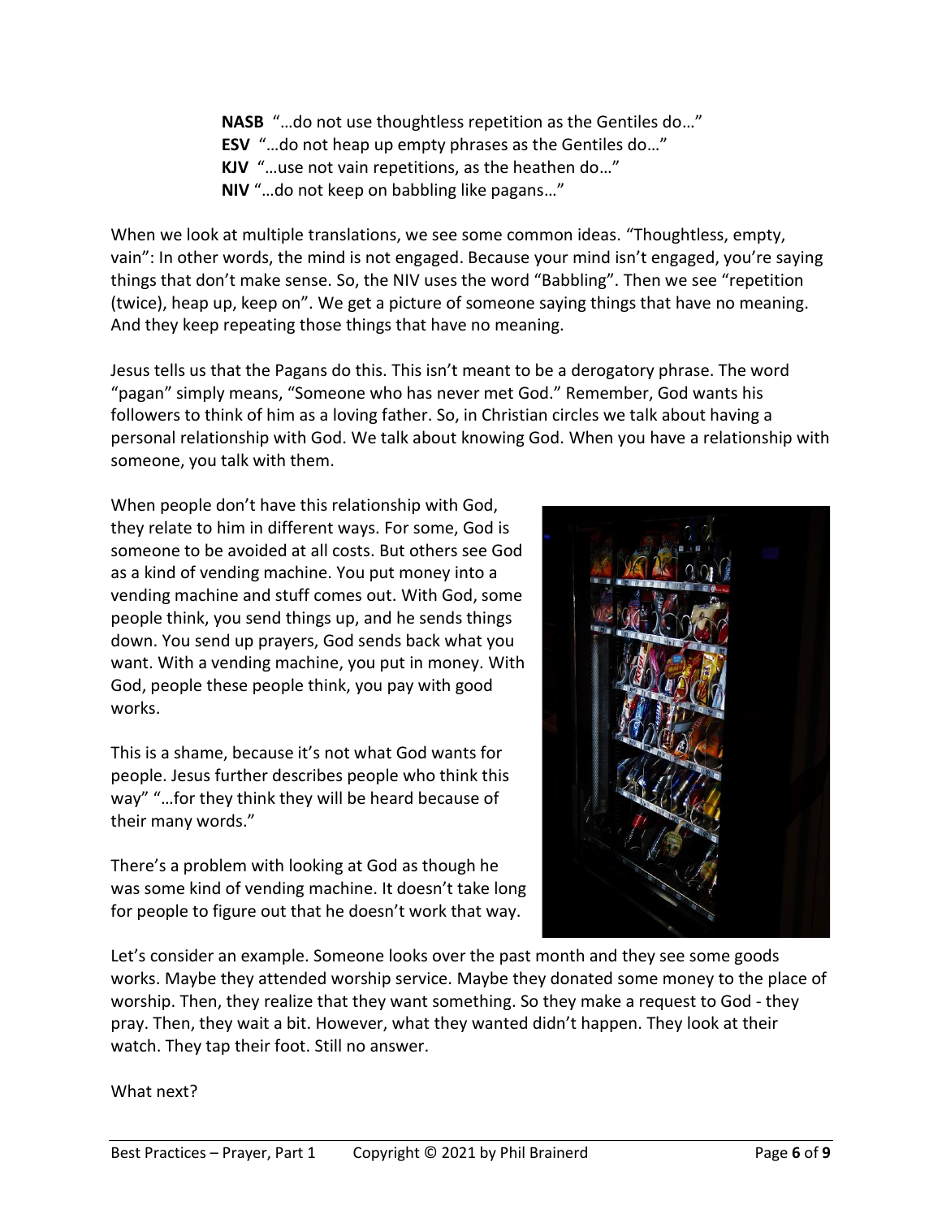**NASB** "…do not use thoughtless repetition as the Gentiles do…"
**ESV** "…do not heap up empty phrases as the Gentiles do…"
**KJV** "…use not vain repetitions, as the heathen do…"
**NIV** "…do not keep on babbling like pagans…"

When we look at multiple translations, we see some common ideas. "Thoughtless, empty, vain": In other words, the mind is not engaged. Because your mind isn't engaged, you're saying things that don't make sense. So, the NIV uses the word "Babbling". Then we see "repetition (twice), heap up, keep on". We get a picture of someone saying things that have no meaning. And they keep repeating those things that have no meaning.

Jesus tells us that the Pagans do this. This isn't meant to be a derogatory phrase. The word "pagan" simply means, "Someone who has never met God." Remember, God wants his followers to think of him as a loving father. So, in Christian circles we talk about having a personal relationship with God. We talk about knowing God. When you have a relationship with someone, you talk with them.

When people don't have this relationship with God, they relate to him in different ways. For some, God is someone to be avoided at all costs. But others see God as a kind of vending machine. You put money into a vending machine and stuff comes out. With God, some people think, you send things up, and he sends things down. You send up prayers, God sends back what you want. With a vending machine, you put in money. With God, people these people think, you pay with good works.

This is a shame, because it's not what God wants for people. Jesus further describes people who think this way" "…for they think they will be heard because of their many words."

There's a problem with looking at God as though he was some kind of vending machine. It doesn't take long for people to figure out that he doesn't work that way.

Let's consider an example. Someone looks over the past month and they see some goods works. Maybe they attended worship service. Maybe they donated some money to the place of worship. Then, they realize that they want something. So they make a request to God - they pray. Then, they wait a bit. However, what they wanted didn't happen. They look at their watch. They tap their foot. Still no answer.

What next?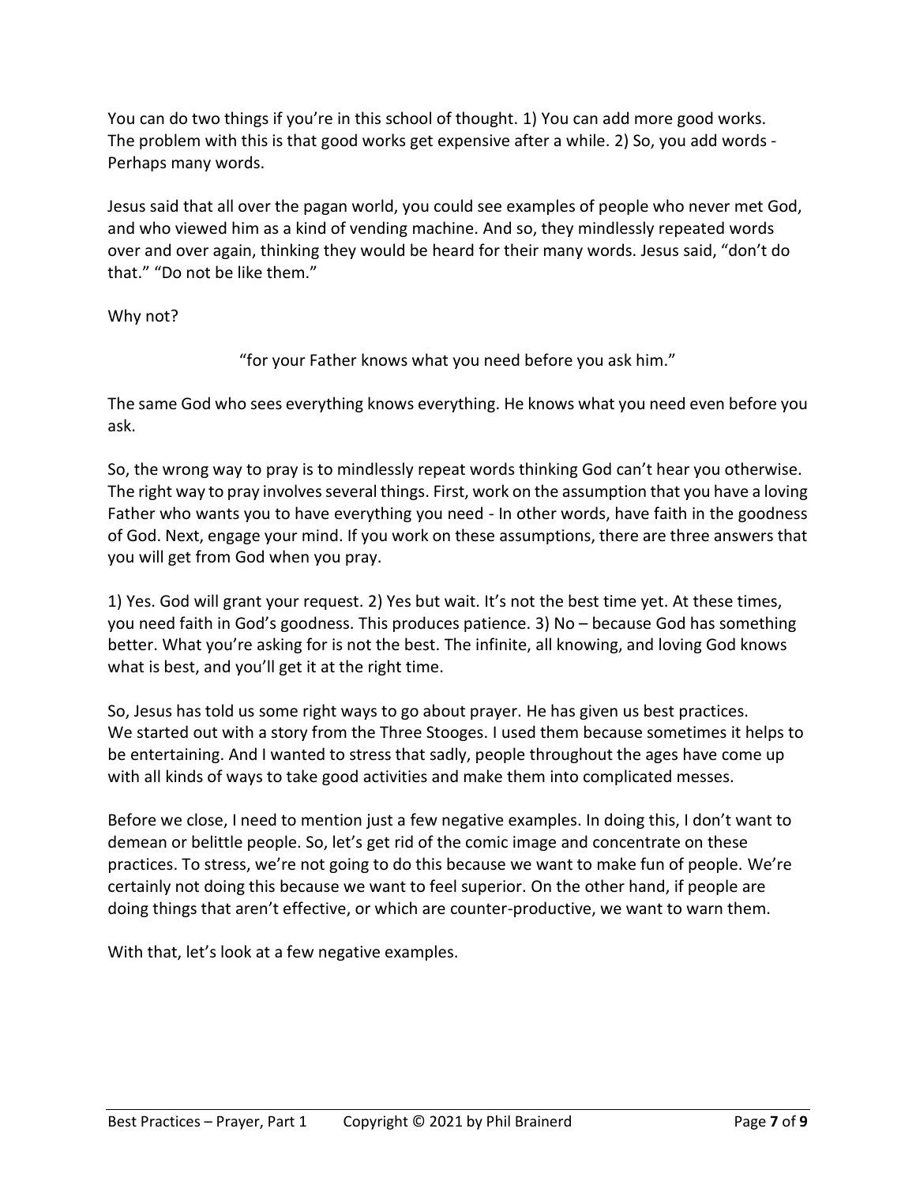You can do two things if you're in this school of thought. 1) You can add more good works. The problem with this is that good works get expensive after a while. 2) So, you add words - Perhaps many words.

Jesus said that all over the pagan world, you could see examples of people who never met God, and who viewed him as a kind of vending machine. And so, they mindlessly repeated words over and over again, thinking they would be heard for their many words. Jesus said, "don't do that." "Do not be like them."

Why not?

> "for your Father knows what you need before you ask him."

The same God who sees everything knows everything. He knows what you need even before you ask.

So, the wrong way to pray is to mindlessly repeat words thinking God can't hear you otherwise. The right way to pray involves several things. First, work on the assumption that you have a loving Father who wants you to have everything you need - In other words, have faith in the goodness of God. Next, engage your mind. If you work on these assumptions, there are three answers that you will get from God when you pray.

1) Yes. God will grant your request. 2) Yes but wait. It's not the best time yet. At these times, you need faith in God's goodness. This produces patience. 3) No – because God has something better. What you're asking for is not the best. The infinite, all knowing, and loving God knows what is best, and you'll get it at the right time.

So, Jesus has told us some right ways to go about prayer. He has given us best practices. We started out with a story from the Three Stooges. I used them because sometimes it helps to be entertaining. And I wanted to stress that sadly, people throughout the ages have come up with all kinds of ways to take good activities and make them into complicated messes.

Before we close, I need to mention just a few negative examples. In doing this, I don't want to demean or belittle people. So, let's get rid of the comic image and concentrate on these practices. To stress, we're not going to do this because we want to make fun of people. We're certainly not doing this because we want to feel superior. On the other hand, if people are doing things that aren't effective, or which are counter-productive, we want to warn them.

With that, let's look at a few negative examples.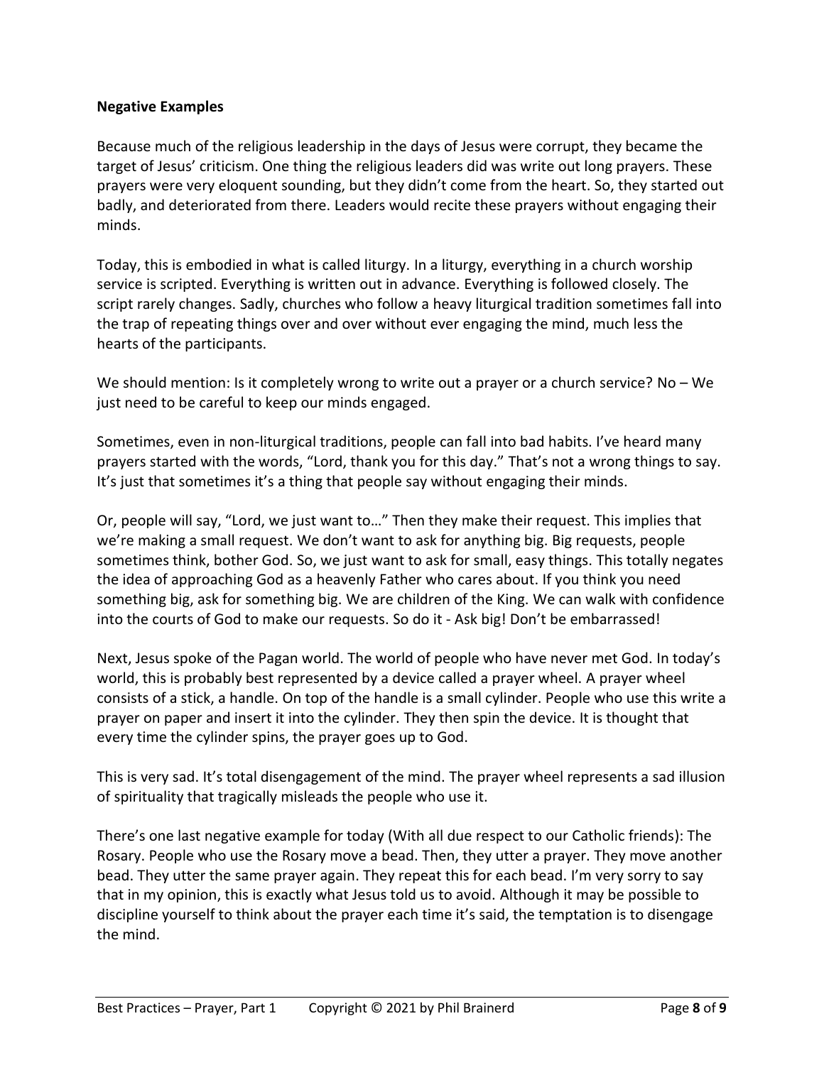**Negative Examples**

Because much of the religious leadership in the days of Jesus were corrupt, they became the target of Jesus' criticism. One thing the religious leaders did was write out long prayers. These prayers were very eloquent sounding, but they didn't come from the heart. So, they started out badly, and deteriorated from there. Leaders would recite these prayers without engaging their minds.

Today, this is embodied in what is called liturgy. In a liturgy, everything in a church worship service is scripted. Everything is written out in advance. Everything is followed closely. The script rarely changes. Sadly, churches who follow a heavy liturgical tradition sometimes fall into the trap of repeating things over and over without ever engaging the mind, much less the hearts of the participants.

We should mention: Is it completely wrong to write out a prayer or a church service? No – We just need to be careful to keep our minds engaged.

Sometimes, even in non-liturgical traditions, people can fall into bad habits. I've heard many prayers started with the words, "Lord, thank you for this day." That's not a wrong things to say. It's just that sometimes it's a thing that people say without engaging their minds.

Or, people will say, "Lord, we just want to…" Then they make their request. This implies that we're making a small request. We don't want to ask for anything big. Big requests, people sometimes think, bother God. So, we just want to ask for small, easy things. This totally negates the idea of approaching God as a heavenly Father who cares about. If you think you need something big, ask for something big. We are children of the King. We can walk with confidence into the courts of God to make our requests. So do it - Ask big! Don't be embarrassed!

Next, Jesus spoke of the Pagan world. The world of people who have never met God. In today's world, this is probably best represented by a device called a prayer wheel. A prayer wheel consists of a stick, a handle. On top of the handle is a small cylinder. People who use this write a prayer on paper and insert it into the cylinder. They then spin the device. It is thought that every time the cylinder spins, the prayer goes up to God.

This is very sad. It's total disengagement of the mind. The prayer wheel represents a sad illusion of spirituality that tragically misleads the people who use it.

There's one last negative example for today (With all due respect to our Catholic friends): The Rosary. People who use the Rosary move a bead. Then, they utter a prayer. They move another bead. They utter the same prayer again. They repeat this for each bead. I'm very sorry to say that in my opinion, this is exactly what Jesus told us to avoid. Although it may be possible to discipline yourself to think about the prayer each time it's said, the temptation is to disengage the mind.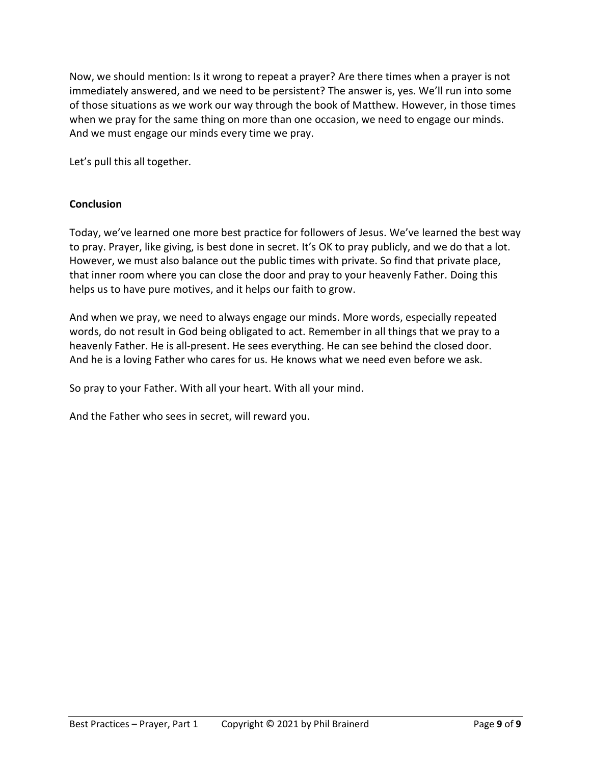Now, we should mention: Is it wrong to repeat a prayer? Are there times when a prayer is not immediately answered, and we need to be persistent? The answer is, yes. We'll run into some of those situations as we work our way through the book of Matthew. However, in those times when we pray for the same thing on more than one occasion, we need to engage our minds. And we must engage our minds every time we pray.

Let's pull this all together.

**Conclusion**

Today, we've learned one more best practice for followers of Jesus. We've learned the best way to pray. Prayer, like giving, is best done in secret. It's OK to pray publicly, and we do that a lot. However, we must also balance out the public times with private. So find that private place, that inner room where you can close the door and pray to your heavenly Father. Doing this helps us to have pure motives, and it helps our faith to grow.

And when we pray, we need to always engage our minds. More words, especially repeated words, do not result in God being obligated to act. Remember in all things that we pray to a heavenly Father. He is all-present. He sees everything. He can see behind the closed door. And he is a loving Father who cares for us. He knows what we need even before we ask.

So pray to your Father. With all your heart. With all your mind.

And the Father who sees in secret, will reward you.